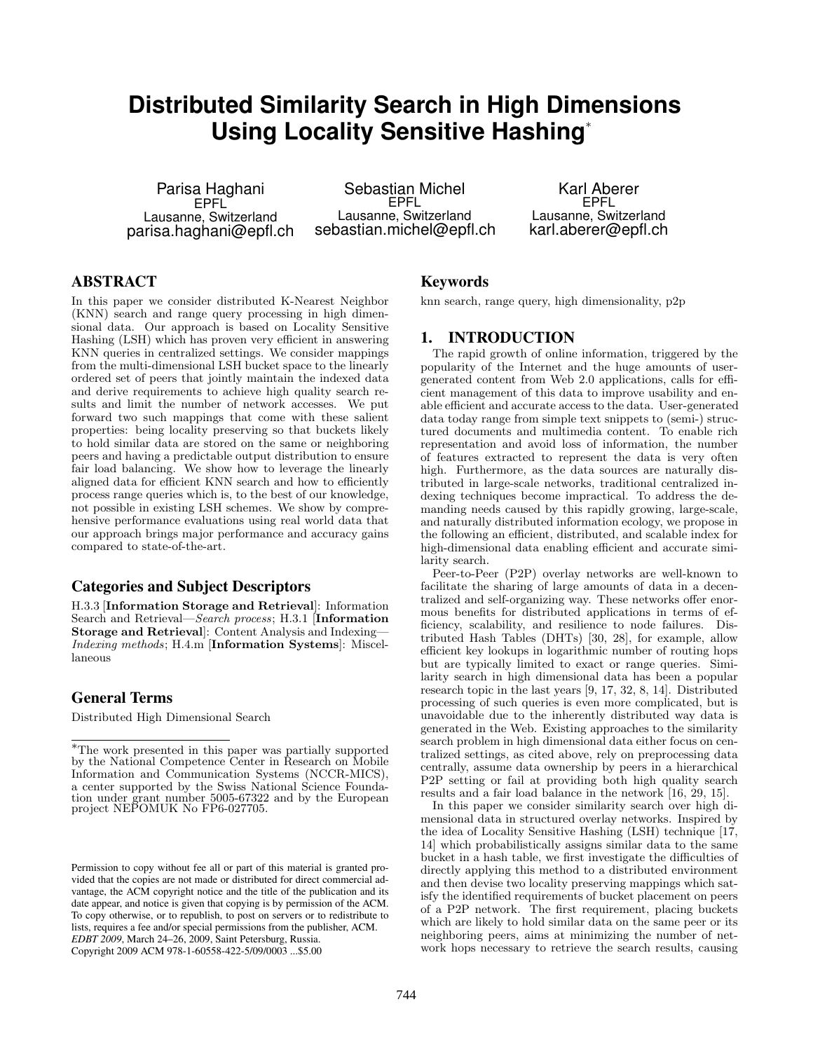# Distributed Similarity Search in High Dimensions Using Locality Sensitive Hashing*

Parisa Haghani
EPFL
Lausanne, Switzerland
parisa.haghani@epfl.ch

Sebastian Michel
EPFL
Lausanne, Switzerland
sebastian.michel@epfl.ch

Karl Aberer
EPFL
Lausanne, Switzerland
karl.aberer@epfl.ch

## ABSTRACT

In this paper we consider distributed K-Nearest Neighbor (KNN) search and range query processing in high dimensional data. Our approach is based on Locality Sensitive Hashing (LSH) which has proven very efficient in answering KNN queries in centralized settings. We consider mappings from the multi-dimensional LSH bucket space to the linearly ordered set of peers that jointly maintain the indexed data and derive requirements to achieve high quality search results and limit the number of network accesses. We put forward two such mappings that come with these salient properties: being locality preserving so that buckets likely to hold similar data are stored on the same or neighboring peers and having a predictable output distribution to ensure fair load balancing. We show how to leverage the linearly aligned data for efficient KNN search and how to efficiently process range queries which is, to the best of our knowledge, not possible in existing LSH schemes. We show by comprehensive performance evaluations using real world data that our approach brings major performance and accuracy gains compared to state-of-the-art.

### Categories and Subject Descriptors

H.3.3 [**Information Storage and Retrieval**]: Information Search and Retrieval—*Search process*; H.3.1 [**Information Storage and Retrieval**]: Content Analysis and Indexing—*Indexing methods*; H.4.m [**Information Systems**]: Miscellaneous

### General Terms

Distributed High Dimensional Search

*The work presented in this paper was partially supported by the National Competence Center in Research on Mobile Information and Communication Systems (NCCR-MICS), a center supported by the Swiss National Science Foundation under grant number 5005-67322 and by the European project NEPOMUK No FP6-027705.

Permission to copy without fee all or part of this material is granted provided that the copies are not made or distributed for direct commercial advantage, the ACM copyright notice and the title of the publication and its date appear, and notice is given that copying is by permission of the ACM. To copy otherwise, or to republish, to post on servers or to redistribute to lists, requires a fee and/or special permissions from the publisher, ACM. *EDBT 2009*, March 24–26, 2009, Saint Petersburg, Russia.
Copyright 2009 ACM 978-1-60558-422-5/09/0003 ...$5.00

### Keywords

knn search, range query, high dimensionality, p2p

## 1. INTRODUCTION

The rapid growth of online information, triggered by the popularity of the Internet and the huge amounts of user-generated content from Web 2.0 applications, calls for efficient management of this data to improve usability and enable efficient and accurate access to the data. User-generated data today range from simple text snippets to (semi-) structured documents and multimedia content. To enable rich representation and avoid loss of information, the number of features extracted to represent the data is very often high. Furthermore, as the data sources are naturally distributed in large-scale networks, traditional centralized indexing techniques become impractical. To address the demanding needs caused by this rapidly growing, large-scale, and naturally distributed information ecology, we propose in the following an efficient, distributed, and scalable index for high-dimensional data enabling efficient and accurate similarity search.

Peer-to-Peer (P2P) overlay networks are well-known to facilitate the sharing of large amounts of data in a decentralized and self-organizing way. These networks offer enormous benefits for distributed applications in terms of efficiency, scalability, and resilience to node failures. Distributed Hash Tables (DHTs) [30, 28], for example, allow efficient key lookups in logarithmic number of routing hops but are typically limited to exact or range queries. Similarity search in high dimensional data has been a popular research topic in the last years [9, 17, 32, 8, 14]. Distributed processing of such queries is even more complicated, but is unavoidable due to the inherently distributed way data is generated in the Web. Existing approaches to the similarity search problem in high dimensional data either focus on centralized settings, as cited above, rely on preprocessing data centrally, assume data ownership by peers in a hierarchical P2P setting or fail at providing both high quality search results and a fair load balance in the network [16, 29, 15].

In this paper we consider similarity search over high dimensional data in structured overlay networks. Inspired by the idea of Locality Sensitive Hashing (LSH) technique [17, 14] which probabilistically assigns similar data to the same bucket in a hash table, we first investigate the difficulties of directly applying this method to a distributed environment and then devise two locality preserving mappings which satisfy the identified requirements of bucket placement on peers of a P2P network. The first requirement, placing buckets which are likely to hold similar data on the same peer or its neighboring peers, aims at minimizing the number of network hops necessary to retrieve the search results, causing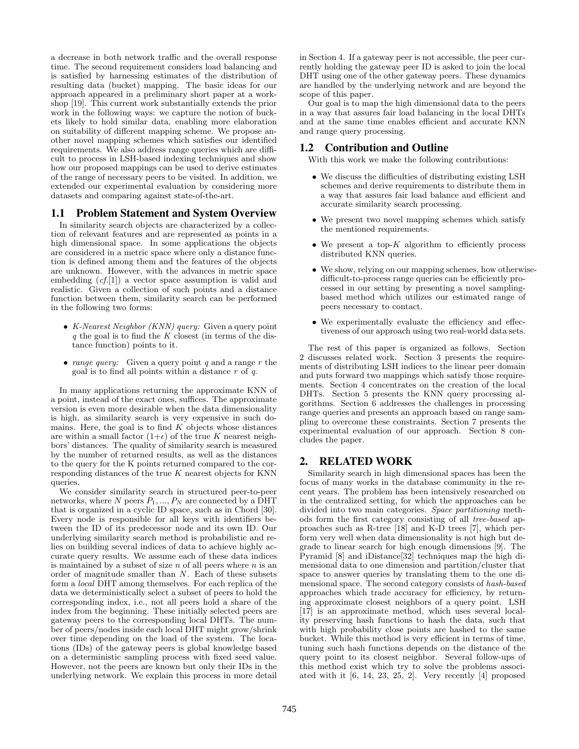a decrease in both network traffic and the overall response time. The second requirement considers load balancing and is satisfied by harnessing estimates of the distribution of resulting data (bucket) mapping. The basic ideas for our approach appeared in a preliminary short paper at a workshop [19]. This current work substantially extends the prior work in the following ways: we capture the notion of buckets likely to hold similar data, enabling more elaboration on suitability of different mapping scheme. We propose another novel mapping schemes which satisfies our identified requirements. We also address range queries which are difficult to process in LSH-based indexing techniques and show how our proposed mappings can be used to derive estimates of the range of necessary peers to be visited. In addition, we extended our experimental evaluation by considering more datasets and comparing against state-of-the-art.

## 1.1 Problem Statement and System Overview

In similarity search objects are characterized by a collection of relevant features and are represented as points in a high dimensional space. In some applications the objects are considered in a metric space where only a distance function is defined among them and the features of the objects are unknown. However, with the advances in metric space embedding (*cf.*[1]) a vector space assumption is valid and realistic. Given a collection of such points and a distance function between them, similarity search can be performed in the following two forms:

- *K-Nearest Neighbor (KNN) query:* Given a query point $q$ the goal is to find the $K$ closest (in terms of the distance function) points to it.
- *range query:* Given a query point $q$ and a range $r$ the goal is to find all points within a distance $r$ of $q$.

In many applications returning the approximate KNN of a point, instead of the exact ones, suffices. The approximate version is even more desirable when the data dimensionality is high, as similarity search is very expensive in such domains. Here, the goal is to find $K$ objects whose distances are within a small factor $(1+\epsilon)$ of the true $K$ nearest neighbors' distances. The quality of similarity search is measured by the number of returned results, as well as the distances to the query for the K points returned compared to the corresponding distances of the true $K$ nearest objects for KNN queries.

We consider similarity search in structured peer-to-peer networks, where $N$ peers $P_1, ..., P_N$ are connected by a DHT that is organized in a cyclic ID space, such as in Chord [30]. Every node is responsible for all keys with identifiers between the ID of its predecessor node and its own ID. Our underlying similarity search method is probabilistic and relies on building several indices of data to achieve highly accurate query results. We assume each of these data indices is maintained by a subset of size $n$ of all peers where $n$ is an order of magnitude smaller than $N$. Each of these subsets form a *local* DHT among themselves. For each replica of the data we deterministically select a subset of peers to hold the corresponding index, i.e., not all peers hold a share of the index from the beginning. These initially selected peers are gateway peers to the corresponding local DHTs. The number of peers/nodes inside each local DHT might grow/shrink over time depending on the load of the system. The locations (IDs) of the gateway peers is global knowledge based on a deterministic sampling process with fixed seed value. However, not the peers are known but only their IDs in the underlying network. We explain this process in more detail in Section 4. If a gateway peer is not accessible, the peer currently holding the gateway peer ID is asked to join the local DHT using one of the other gateway peers. These dynamics are handled by the underlying network and are beyond the scope of this paper.

Our goal is to map the high dimensional data to the peers in a way that assures fair load balancing in the local DHTs and at the same time enables efficient and accurate KNN and range query processing.

## 1.2 Contribution and Outline

With this work we make the following contributions:

- We discuss the difficulties of distributing existing LSH schemes and derive requirements to distribute them in a way that assures fair load balance and efficient and accurate similarity search processing.
- We present two novel mapping schemes which satisfy the mentioned requirements.
- We present a top-$K$ algorithm to efficiently process distributed KNN queries.
- We show, relying on our mapping schemes, how otherwise-difficult-to-process range queries can be efficiently processed in our setting by presenting a novel sampling-based method which utilizes our estimated range of peers necessary to contact.
- We experimentally evaluate the efficiency and effectiveness of our approach using two real-world data sets.

The rest of this paper is organized as follows. Section 2 discusses related work. Section 3 presents the requirements of distributing LSH indices to the linear peer domain and puts forward two mappings which satisfy those requirements. Section 4 concentrates on the creation of the local DHTs. Section 5 presents the KNN query processing algorithms. Section 6 addresses the challenges in processing range queries and presents an approach based on range sampling to overcome these constraints. Section 7 presents the experimental evaluation of our approach. Section 8 concludes the paper.

# 2. RELATED WORK

Similarity search in high dimensional spaces has been the focus of many works in the database community in the recent years. The problem has been intensively researched on in the centralized setting, for which the approaches can be divided into two main categories. *Space partitioning* methods form the first category consisting of all *tree-based* approaches such as R-tree [18] and K-D trees [7], which perform very well when data dimensionality is not high but degrade to linear search for high enough dimensions [9]. The Pyramid [8] and iDistance[32] techniques map the high dimensional data to one dimension and partition/cluster that space to answer queries by translating them to the one dimensional space. The second category consists of *hash-based* approaches which trade accuracy for efficiency, by returning approximate closest neighbors of a query point. LSH [17] is an approximate method, which uses several locality preserving hash functions to hash the data, such that with high probability close points are hashed to the same bucket. While this method is very efficient in terms of time, tuning such hash functions depends on the distance of the query point to its closest neighbor. Several follow-ups of this method exist which try to solve the problems associated with it [6, 14, 23, 25, 2]. Very recently [4] proposed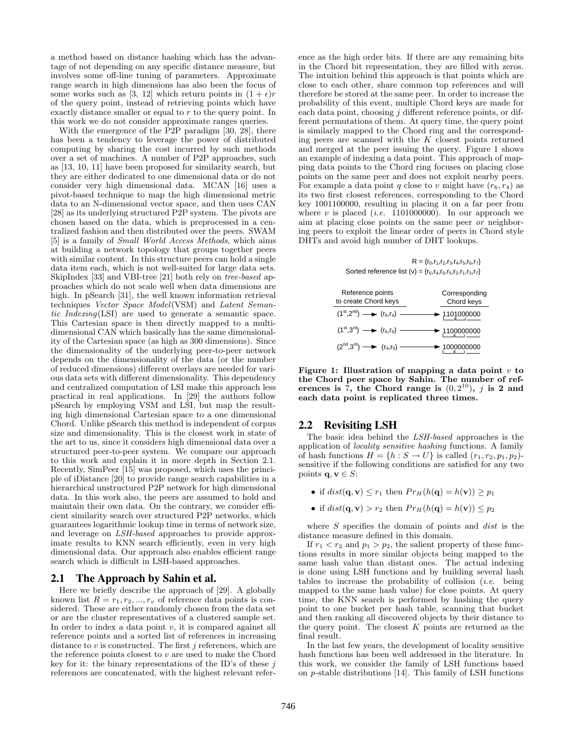a method based on distance hashing which has the advantage of not depending on any specific distance measure, but involves some off-line tuning of parameters. Approximate range search in high dimensions has also been the focus of some works such as [3, 12] which return points in $(1+\epsilon)r$ of the query point, instead of retrieving points which have exactly distance smaller or equal to $r$ to the query point. In this work we do not consider approximate ranges queries.

With the emergence of the P2P paradigm [30, 28], there has been a tendency to leverage the power of distributed computing by sharing the cost incurred by such methods over a set of machines. A number of P2P approaches, such as [13, 10, 11] have been proposed for similarity search, but they are either dedicated to one dimensional data or do not consider very high dimensional data. MCAN [16] uses a pivot-based technique to map the high dimensional metric data to an N-dimensional vector space, and then uses CAN [28] as its underlying structured P2P system. The pivots are chosen based on the data, which is preprocessed in a centralized fashion and then distributed over the peers. SWAM [5] is a family of *Small World Access Methods*, which aims at building a network topology that groups together peers with similar content. In this structure peers can hold a single data item each, which is not well-suited for large data sets. SkipIndex [33] and VBI-tree [21] both rely on *tree-based* approaches which do not scale well when data dimensions are high. In pSearch [31], the well known information retrieval techniques *Vector Space Model*(VSM) and *Latent Semantic Indexing*(LSI) are used to generate a semantic space. This Cartesian space is then directly mapped to a multidimensional CAN which basically has the same dimensionality of the Cartesian space (as high as 300 dimensions). Since the dimensionality of the underlying peer-to-peer network depends on the dimensionality of the data (or the number of reduced dimensions) different overlays are needed for various data sets with different dimensionality. This dependency and centralized computation of LSI make this approach less practical in real applications. In [29] the authors follow pSearch by employing VSM and LSI, but map the resulting high dimensional Cartesian space to a one dimensional Chord. Unlike pSearch this method is independent of corpus size and dimensionality. This is the closest work in state of the art to us, since it considers high dimensional data over a structured peer-to-peer system. We compare our approach to this work and explain it in more depth in Section 2.1. Recently, SimPeer [15] was proposed, which uses the principle of iDistance [20] to provide range search capabilities in a hierarchical unstructured P2P network for high dimensional data. In this work also, the peers are assumed to hold and maintain their own data. On the contrary, we consider efficient similarity search over structured P2P networks, which guarantees logarithmic lookup time in terms of network size, and leverage on *LSH-based* approaches to provide approximate results to KNN search efficiently, even in very high dimensional data. Our approach also enables efficient range search which is difficult in LSH-based approaches.

## 2.1 The Approach by Sahin et al.

Here we briefly describe the approach of [29]. A globally known list $R = r_1, r_2, ..., r_v$ of reference data points is considered. These are either randomly chosen from the data set or are the cluster representatives of a clustered sample set. In order to index a data point $v$, it is compared against all reference points and a sorted list of references in increasing distance to $v$ is constructed. The first $j$ references, which are the reference points closest to $v$ are used to make the Chord key for it: the binary representations of the ID's of these $j$ references are concatenated, with the highest relevant reference as the high order bits. If there are any remaining bits in the Chord bit representation, they are filled with zeros. The intuition behind this approach is that points which are close to each other, share common top references and will therefore be stored at the same peer. In order to increase the probability of this event, multiple Chord keys are made for each data point, choosing $j$ different reference points, or different permutations of them. At query time, the query point is similarly mapped to the Chord ring and the corresponding peers are scanned with the $K$ closest points returned and merged at the peer issuing the query. Figure 1 shows an example of indexing a data point. This approach of mapping data points to the Chord ring focuses on placing close points on the same peer and does not exploit nearby peers. For example a data point $q$ close to $v$ might have $(r_6, r_4)$ as its two first closest references, corresponding to the Chord key 1001100000, resulting in placing it on a far peer from where $v$ is placed (*i.e.* 1101000000). In our approach we aim at placing close points on the same peer *or* neighboring peers to exploit the linear order of peers in Chord style DHTs and avoid high number of DHT lookups.

R = {r0,r1,r2,r3,r4,r5,r6,r7}
Sorted reference list (v) = {r6,r4,r0,r5,r2,r1,r3,r7}

| Reference points to create Chord keys | | Corresponding Chord keys |
|---|---|---|
| $(1^{st},2^{nd})$ | $(r_6,r_4)$ | 1101000000 |
| $(1^{st},3^{rd})$ | $(r_6,r_0)$ | 1100000000 |
| $(2^{nd},3^{rd})$ | $(r_4,r_0)$ | 1000000000 |

**Figure 1: Illustration of mapping a data point $v$ to the Chord peer space by Sahin. The number of references is 7, the Chord range is $(0, 2^{10})$, $j$ is 2 and each data point is replicated three times.**

## 2.2 Revisiting LSH

The basic idea behind the *LSH-based* approaches is the application of *locality sensitive hashing* functions. A family of hash functions $H = \{h : S \to U\}$ is called $(r_1, r_2, p_1, p_2)$-sensitive if the following conditions are satisfied for any two points $\mathbf{q}, \mathbf{v} \in S$:

- if $dist(\mathbf{q}, \mathbf{v}) \le r_1$ then $Pr_H(h(\mathbf{q}) = h(\mathbf{v})) \ge p_1$
- if $dist(\mathbf{q}, \mathbf{v}) > r_2$ then $Pr_H(h(\mathbf{q}) = h(\mathbf{v})) \le p_2$

where $S$ specifies the domain of points and $dist$ is the distance measure defined in this domain.

If $r_1 < r_2$ and $p_1 > p_2$, the salient property of these functions results in more similar objects being mapped to the same hash value than distant ones. The actual indexing is done using LSH functions and by building several hash tables to increase the probability of collision (*i.e.* being mapped to the same hash value) for close points. At query time, the KNN search is performed by hashing the query point to one bucket per hash table, scanning that bucket and then ranking all discovered objects by their distance to the query point. The closest $K$ points are returned as the final result.

In the last few years, the development of locality sensitive hash functions has been well addressed in the literature. In this work, we consider the family of LSH functions based on $p$-stable distributions [14]. This family of LSH functions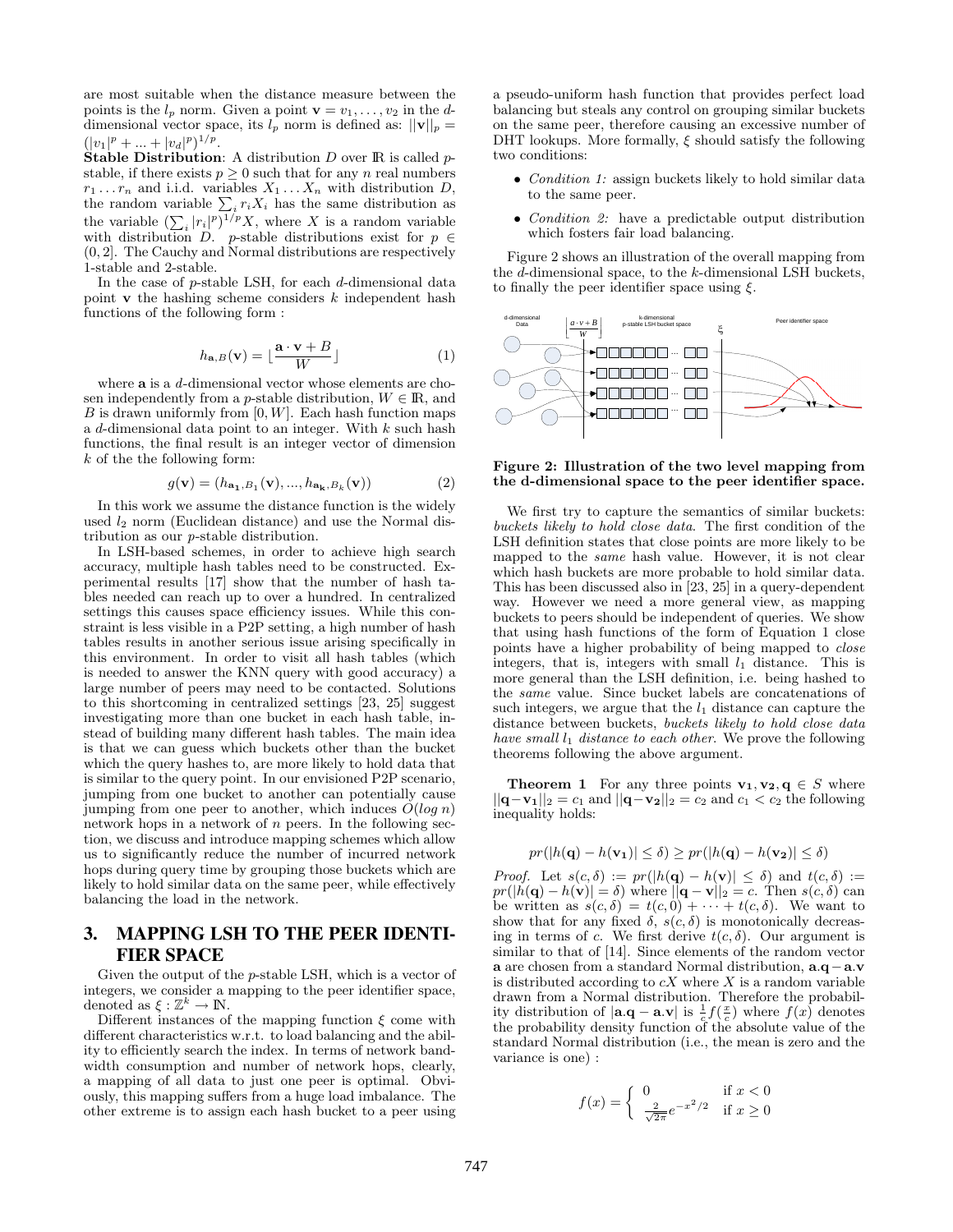are most suitable when the distance measure between the points is the $l_p$ norm. Given a point $\mathbf{v} = v_1, \ldots, v_2$ in the $d$-dimensional vector space, its $l_p$ norm is defined as: $||\mathbf{v}||_p = (|v_1|^p + \ldots + |v_d|^p)^{1/p}$.

**Stable Distribution**: A distribution $D$ over $\mathbb{R}$ is called $p$-stable, if there exists $p \geq 0$ such that for any $n$ real numbers $r_1 \ldots r_n$ and i.i.d. variables $X_1 \ldots X_n$ with distribution $D$, the random variable $\sum_i r_i X_i$ has the same distribution as the variable $(\sum_i |r_i|^p)^{1/p} X$, where $X$ is a random variable with distribution $D$. $p$-stable distributions exist for $p \in (0, 2]$. The Cauchy and Normal distributions are respectively 1-stable and 2-stable.

In the case of $p$-stable LSH, for each $d$-dimensional data point $\mathbf{v}$ the hashing scheme considers $k$ independent hash functions of the following form :

$$h_{\mathbf{a},B}(\mathbf{v}) = \lfloor \frac{\mathbf{a} \cdot \mathbf{v} + B}{W} \rfloor \tag{1}$$

where $\mathbf{a}$ is a $d$-dimensional vector whose elements are chosen independently from a $p$-stable distribution, $W \in \mathbb{R}$, and $B$ is drawn uniformly from $[0, W]$. Each hash function maps a $d$-dimensional data point to an integer. With $k$ such hash functions, the final result is an integer vector of dimension $k$ of the the following form:

$$g(\mathbf{v}) = (h_{\mathbf{a_1},B_1}(\mathbf{v}), \ldots, h_{\mathbf{a_k},B_k}(\mathbf{v})) \tag{2}$$

In this work we assume the distance function is the widely used $l_2$ norm (Euclidean distance) and use the Normal distribution as our $p$-stable distribution.

In LSH-based schemes, in order to achieve high search accuracy, multiple hash tables need to be constructed. Experimental results [17] show that the number of hash tables needed can reach up to over a hundred. In centralized settings this causes space efficiency issues. While this constraint is less visible in a P2P setting, a high number of hash tables results in another serious issue arising specifically in this environment. In order to visit all hash tables (which is needed to answer the KNN query with good accuracy) a large number of peers may need to be contacted. Solutions to this shortcoming in centralized settings [23, 25] suggest investigating more than one bucket in each hash table, instead of building many different hash tables. The main idea is that we can guess which buckets other than the bucket which the query hashes to, are more likely to hold data that is similar to the query point. In our envisioned P2P scenario, jumping from one bucket to another can potentially cause jumping from one peer to another, which induces $O(\log n)$ network hops in a network of $n$ peers. In the following section, we discuss and introduce mapping schemes which allow us to significantly reduce the number of incurred network hops during query time by grouping those buckets which are likely to hold similar data on the same peer, while effectively balancing the load in the network.

## 3. MAPPING LSH TO THE PEER IDENTIFIER SPACE

Given the output of the $p$-stable LSH, which is a vector of integers, we consider a mapping to the peer identifier space, denoted as $\xi : \mathbb{Z}^k \rightarrow \mathbb{N}$.

Different instances of the mapping function $\xi$ come with different characteristics w.r.t. to load balancing and the ability to efficiently search the index. In terms of network bandwidth consumption and number of network hops, clearly, a mapping of all data to just one peer is optimal. Obviously, this mapping suffers from a huge load imbalance. The other extreme is to assign each hash bucket to a peer using a pseudo-uniform hash function that provides perfect load balancing but steals any control on grouping similar buckets on the same peer, therefore causing an excessive number of DHT lookups. More formally, $\xi$ should satisfy the following two conditions:

- *Condition 1:* assign buckets likely to hold similar data to the same peer.
- *Condition 2:* have a predictable output distribution which fosters fair load balancing.

Figure 2 shows an illustration of the overall mapping from the $d$-dimensional space, to the $k$-dimensional LSH buckets, to finally the peer identifier space using $\xi$.

**Figure 2: Illustration of the two level mapping from the d-dimensional space to the peer identifier space.**

We first try to capture the semantics of similar buckets: *buckets likely to hold close data*. The first condition of the LSH definition states that close points are more likely to be mapped to the *same* hash value. However, it is not clear which hash buckets are more probable to hold similar data. This has been discussed also in [23, 25] in a query-dependent way. However we need a more general view, as mapping buckets to peers should be independent of queries. We show that using hash functions of the form of Equation 1 close points have a higher probability of being mapped to *close* integers, that is, integers with small $l_1$ distance. This is more general than the LSH definition, i.e. being hashed to the *same* value. Since bucket labels are concatenations of such integers, we argue that the $l_1$ distance can capture the distance between buckets, *buckets likely to hold close data have small $l_1$ distance to each other.* We prove the following theorems following the above argument.

**Theorem 1** For any three points $\mathbf{v_1}, \mathbf{v_2}, \mathbf{q} \in S$ where $||\mathbf{q} - \mathbf{v_1}||_2 = c_1$ and $||\mathbf{q} - \mathbf{v_2}||_2 = c_2$ and $c_1 < c_2$ the following inequality holds:

$$pr(|h(\mathbf{q}) - h(\mathbf{v_1})| \leq \delta) \geq pr(|h(\mathbf{q}) - h(\mathbf{v_2})| \leq \delta)$$

*Proof.* Let $s(c, \delta) := pr(|h(\mathbf{q}) - h(\mathbf{v})| \leq \delta)$ and $t(c, \delta) := pr(|h(\mathbf{q}) - h(\mathbf{v})| = \delta)$ where $||\mathbf{q} - \mathbf{v}||_2 = c$. Then $s(c, \delta)$ can be written as $s(c, \delta) = t(c, 0) + \cdots + t(c, \delta)$. We want to show that for any fixed $\delta$, $s(c, \delta)$ is monotonically decreasing in terms of $c$. We first derive $t(c, \delta)$. Our argument is similar to that of [14]. Since elements of the random vector $\mathbf{a}$ are chosen from a standard Normal distribution, $\mathbf{a}.\mathbf{q} - \mathbf{a}.\mathbf{v}$ is distributed according to $cX$ where $X$ is a random variable drawn from a Normal distribution. Therefore the probability distribution of $|\mathbf{a}.\mathbf{q} - \mathbf{a}.\mathbf{v}|$ is $\frac{1}{c} f(\frac{x}{c})$ where $f(x)$ denotes the probability density function of the absolute value of the standard Normal distribution (i.e., the mean is zero and the variance is one) :

$$f(x) = \begin{cases} 0 & \text{if } x < 0 \\ \frac{2}{\sqrt{2\pi}} e^{-x^2/2} & \text{if } x \geq 0 \end{cases}$$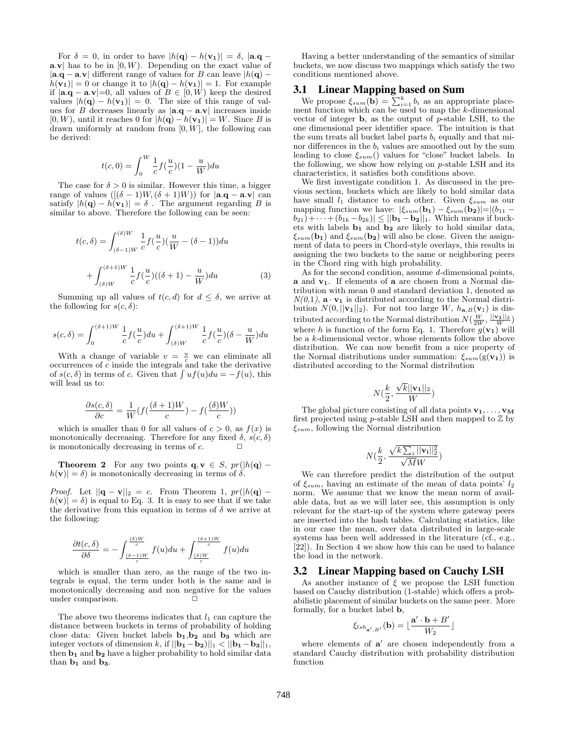For $\delta = 0$, in order to have $|h(\mathbf{q}) - h(\mathbf{v_1})| = \delta$, $|\mathbf{a}.\mathbf{q} - \mathbf{a}.\mathbf{v}|$ has to be in $[0, W)$. Depending on the exact value of $|\mathbf{a}.\mathbf{q} - \mathbf{a}.\mathbf{v}|$ different range of values for $B$ can leave $|h(\mathbf{q}) - h(\mathbf{v_1})| = 0$ or change it to $|h(\mathbf{q}) - h(\mathbf{v_1})| = 1$. For example if $|\mathbf{a}.\mathbf{q} - \mathbf{a}.\mathbf{v}|$=0, all values of $B \in [0, W)$ keep the desired values $|h(\mathbf{q}) - h(\mathbf{v_1})| = 0$. The size of this range of values for $B$ decreases linearly as $|\mathbf{a}.\mathbf{q} - \mathbf{a}.\mathbf{v}|$ increases inside $[0, W)$, until it reaches 0 for $|h(\mathbf{q}) - h(\mathbf{v_1})| = W$. Since $B$ is drawn uniformly at random from $[0, W]$, the following can be derived:

$$t(c, 0) = \int_0^W \frac{1}{c} f(\frac{u}{c})(1 - \frac{u}{W}) du$$

The case for $\delta > 0$ is similar. However this time, a bigger range of values ($[(\delta - 1)W, (\delta + 1)W)$) for $|\mathbf{a}.\mathbf{q} - \mathbf{a}.\mathbf{v}|$ can satisfy $|h(\mathbf{q}) - h(\mathbf{v_1})| = \delta$ . The argument regarding $B$ is similar to above. Therefore the following can be seen:

$$t(c, \delta) = \int_{(\delta-1)W}^{(\delta)W} \frac{1}{c} f(\frac{u}{c})(\frac{u}{W} - (\delta - 1)) du$$

$$+ \int_{(\delta)W}^{(\delta+1)W} \frac{1}{c} f(\frac{u}{c})((\delta + 1) - \frac{u}{W}) du \quad (3)$$

Summing up all values of $t(c, d)$ for $d \leq \delta$, we arrive at the following for $s(c, \delta)$:

$$s(c, \delta) = \int_0^{(\delta+1)W} \frac{1}{c} f(\frac{u}{c}) du + \int_{(\delta)W}^{(\delta+1)W} \frac{1}{c} f(\frac{u}{c})(\delta - \frac{u}{W}) du$$

With a change of variable $v = \frac{u}{c}$ we can eliminate all occurrences of $c$ inside the integrals and take the derivative of $s(c, \delta)$ in terms of $c$. Given that $\int u f(u) du = -f(u)$, this will lead us to:

$$\frac{\partial s(c, \delta)}{\partial c} = \frac{1}{W}(f(\frac{(\delta + 1)W}{c}) - f(\frac{(\delta)W}{c}))$$

which is smaller than 0 for all values of $c > 0$, as $f(x)$ is monotonically decreasing. Therefore for any fixed $\delta$, $s(c, \delta)$ is monotonically decreasing in terms of $c$. □

**Theorem 2** For any two points $\mathbf{q}, \mathbf{v} \in S$, $pr(|h(\mathbf{q}) - h(\mathbf{v})| = \delta)$ is monotonically decreasing in terms of $\delta$.

*Proof.* Let $||\mathbf{q} - \mathbf{v}||_2 = c$. From Theorem 1, $pr(|h(\mathbf{q}) - h(\mathbf{v})| = \delta)$ is equal to Eq. 3. It is easy to see that if we take the derivative from this equation in terms of $\delta$ we arrive at the following:

$$\frac{\partial t(c, \delta)}{\partial \delta} = -\int_{\frac{(\delta-1)W}{c}}^{\frac{(\delta)W}{c}} f(u) du + \int_{\frac{(\delta)W}{c}}^{\frac{(\delta+1)W}{c}} f(u) du$$

which is smaller than zero, as the range of the two integrals is equal, the term under both is the same and is monotonically decreasing and non negative for the values under comparison. □

The above two theorems indicates that $l_1$ can capture the distance between buckets in terms of probability of holding close data: Given bucket labels $\mathbf{b_1}$,$\mathbf{b_2}$ and $\mathbf{b_3}$ which are integer vectors of dimension $k$, if $||\mathbf{b_1} - \mathbf{b_2})||_1 < ||\mathbf{b_1} - \mathbf{b_3}||_1$, then $\mathbf{b_1}$ and $\mathbf{b_2}$ have a higher probability to hold similar data than $\mathbf{b_1}$ and $\mathbf{b_3}$.

Having a better understanding of the semantics of similar buckets, we now discuss two mappings which satisfy the two conditions mentioned above.

## 3.1 Linear Mapping based on Sum

We propose $\xi_{sum}(\mathbf{b}) = \sum_{i=1}^{k} b_i$ as an appropriate placement function which can be used to map the $k$-dimensional vector of integer $\mathbf{b}$, as the output of $p$-stable LSH, to the one dimensional peer identifier space. The intuition is that the sum treats all bucket label parts $b_i$ equally and that minor differences in the $b_i$ values are smoothed out by the sum leading to close $\xi_{sum}()$ values for "close" bucket labels. In the following, we show how relying on $p$-stable LSH and its characteristics, it satisfies both conditions above.

We first investigate condition 1. As discussed in the previous section, buckets which are likely to hold similar data have small $l_1$ distance to each other. Given $\xi_{sum}$ as our mapping function we have: $|\xi_{sum}(\mathbf{b_1}) - \xi_{sum}(\mathbf{b_2})|$=$|(b_{11} - b_{21}) + \cdots + (b_{1k} - b_{2k})| \leq ||\mathbf{b_1} - \mathbf{b_2}||_1$. Which means if buckets with labels $\mathbf{b_1}$ and $\mathbf{b_2}$ are likely to hold similar data, $\xi_{sum}(\mathbf{b_1})$ and $\xi_{sum}(\mathbf{b_2})$ will also be close. Given the assignment of data to peers in Chord-style overlays, this results in assigning the two buckets to the same or neighboring peers in the Chord ring with high probability.

As for the second condition, assume $d$-dimensional points, $\mathbf{a}$ and $\mathbf{v_1}$. If elements of $\mathbf{a}$ are chosen from a Normal distribution with mean 0 and standard deviation 1, denoted as $N(0,1)$, $\mathbf{a} \cdot \mathbf{v_1}$ is distributed according to the Normal distribution $N(0, ||\mathbf{v_1}||_2)$. For not too large $W$, $h_{\mathbf{a},B}(\mathbf{v_1})$ is distributed according to the Normal distribution $N(\frac{W}{2W}, \frac{||\mathbf{v_1}||_2}{W})$ where $h$ is function of the form Eq. 1. Therefore $g(\mathbf{v_1})$ will be a $k$-dimensional vector, whose elements follow the above distribution. We can now benefit from a nice property of the Normal distributions under summation: $\xi_{sum}(\mathrm{g}(\mathbf{v_1}))$ is distributed according to the Normal distribution

$$N(\frac{k}{2}, \frac{\sqrt{k}||\mathbf{v_1}||_2}{W})$$

The global picture consisting of all data points $\mathbf{v_1}, \ldots, \mathbf{v_M}$ first projected using $p$-stable LSH and then mapped to $\mathbb{Z}$ by $\xi_{sum}$, following the Normal distribution

$$N(\frac{k}{2}, \frac{\sqrt{k \sum_i ||\mathbf{v_i}||_2^2}}{\sqrt{M}W})$$

We can therefore predict the distribution of the output of $\xi_{sum}$, having an estimate of the mean of data points' $l_2$ norm. We assume that we know the mean norm of available data, but as we will later see, this assumption is only relevant for the start-up of the system where gateway peers are inserted into the hash tables. Calculating statistics, like in our case the mean, over data distributed in large-scale systems has been well addressed in the literature (cf., e.g., [22]). In Section 4 we show how this can be used to balance the load in the network.

## 3.2 Linear Mapping based on Cauchy LSH

As another instance of $\xi$ we propose the LSH function based on Cauchy distribution (1-stable) which offers a probabilistic placement of similar buckets on the same peer. More formally, for a bucket label $\mathbf{b}$,

$$\xi_{lsh_{\mathbf{a'},B'}}(\mathbf{b}) = \lfloor \frac{\mathbf{a'} \cdot \mathbf{b} + B'}{W_2} \rfloor$$

where elements of $\mathbf{a'}$ are chosen independently from a standard Cauchy distribution with probability distribution function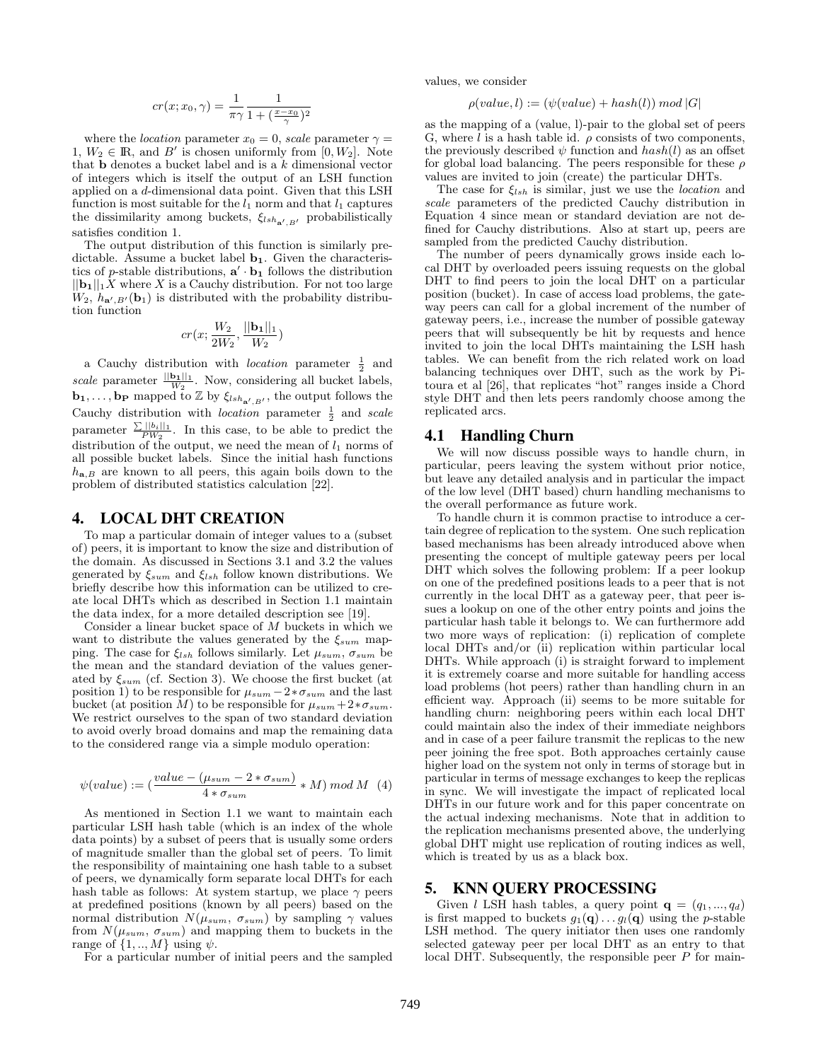$$cr(x; x_0, \gamma) = \frac{1}{\pi\gamma} \frac{1}{1 + (\frac{x - x_0}{\gamma})^2}$$

where the *location* parameter $x_0 = 0$, *scale* parameter $\gamma = 1$, $W_2 \in \mathbb{R}$, and $B'$ is chosen uniformly from $[0, W_2]$. Note that $\mathbf{b}$ denotes a bucket label and is a $k$ dimensional vector of integers which is itself the output of an LSH function applied on a $d$-dimensional data point. Given that this LSH function is most suitable for the $l_1$ norm and that $l_1$ captures the dissimilarity among buckets, $\xi_{lsh_{\mathbf{a}', B'}}$ probabilistically satisfies condition 1.

The output distribution of this function is similarly predictable. Assume a bucket label $\mathbf{b_1}$. Given the characteristics of $p$-stable distributions, $\mathbf{a}' \cdot \mathbf{b_1}$ follows the distribution $||\mathbf{b_1}||_1 X$ where $X$ is a Cauchy distribution. For not too large $W_2$, $h_{\mathbf{a}', B'}(\mathbf{b}_1)$ is distributed with the probability distribution function

$$cr(x; \frac{W_2}{2W_2}, \frac{||\mathbf{b_1}||_1}{W_2})$$

a Cauchy distribution with *location* parameter $\frac{1}{2}$ and *scale* parameter $\frac{||\mathbf{b_1}||_1}{W_2}$. Now, considering all bucket labels, $\mathbf{b_1}, \ldots, \mathbf{b_P}$ mapped to $\mathbb{Z}$ by $\xi_{lsh_{\mathbf{a}', B'}}$, the output follows the Cauchy distribution with *location* parameter $\frac{1}{2}$ and *scale* parameter $\frac{\sum ||b_i||_1}{PW_2}$. In this case, to be able to predict the distribution of the output, we need the mean of $l_1$ norms of all possible bucket labels. Since the initial hash functions $h_{\mathbf{a}, B}$ are known to all peers, this again boils down to the problem of distributed statistics calculation [22].

## 4. LOCAL DHT CREATION

To map a particular domain of integer values to a (subset of) peers, it is important to know the size and distribution of the domain. As discussed in Sections 3.1 and 3.2 the values generated by $\xi_{sum}$ and $\xi_{lsh}$ follow known distributions. We briefly describe how this information can be utilized to create local DHTs which as described in Section 1.1 maintain the data index, for a more detailed description see [19].

Consider a linear bucket space of $M$ buckets in which we want to distribute the values generated by the $\xi_{sum}$ mapping. The case for $\xi_{lsh}$ follows similarly. Let $\mu_{sum}$, $\sigma_{sum}$ be the mean and the standard deviation of the values generated by $\xi_{sum}$ (cf. Section 3). We choose the first bucket (at position 1) to be responsible for $\mu_{sum} - 2 * \sigma_{sum}$ and the last bucket (at position $M$) to be responsible for $\mu_{sum} + 2 * \sigma_{sum}$. We restrict ourselves to the span of two standard deviation to avoid overly broad domains and map the remaining data to the considered range via a simple modulo operation:

$$\psi(value) := \left(\frac{value - (\mu_{sum} - 2 * \sigma_{sum})}{4 * \sigma_{sum}} * M\right) \bmod M \quad (4)$$

As mentioned in Section 1.1 we want to maintain each particular LSH hash table (which is an index of the whole data points) by a subset of peers that is usually some orders of magnitude smaller than the global set of peers. To limit the responsibility of maintaining one hash table to a subset of peers, we dynamically form separate local DHTs for each hash table as follows: At system startup, we place $\gamma$ peers at predefined positions (known by all peers) based on the normal distribution $N(\mu_{sum}, \sigma_{sum})$ by sampling $\gamma$ values from $N(\mu_{sum}, \sigma_{sum})$ and mapping them to buckets in the range of $\{1, .., M\}$ using $\psi$.

For a particular number of initial peers and the sampled values, we consider

$$\rho(value, l) := (\psi(value) + hash(l)) \bmod |G|$$

as the mapping of a (value, l)-pair to the global set of peers G, where $l$ is a hash table id. $\rho$ consists of two components, the previously described $\psi$ function and $hash(l)$ as an offset for global load balancing. The peers responsible for these $\rho$ values are invited to join (create) the particular DHTs.

The case for $\xi_{lsh}$ is similar, just we use the *location* and *scale* parameters of the predicted Cauchy distribution in Equation 4 since mean or standard deviation are not defined for Cauchy distributions. Also at start up, peers are sampled from the predicted Cauchy distribution.

The number of peers dynamically grows inside each local DHT by overloaded peers issuing requests on the global DHT to find peers to join the local DHT on a particular position (bucket). In case of access load problems, the gateway peers can call for a global increment of the number of gateway peers, i.e., increase the number of possible gateway peers that will subsequently be hit by requests and hence invited to join the local DHTs maintaining the LSH hash tables. We can benefit from the rich related work on load balancing techniques over DHT, such as the work by Pitoura et al [26], that replicates "hot" ranges inside a Chord style DHT and then lets peers randomly choose among the replicated arcs.

### 4.1 Handling Churn

We will now discuss possible ways to handle churn, in particular, peers leaving the system without prior notice, but leave any detailed analysis and in particular the impact of the low level (DHT based) churn handling mechanisms to the overall performance as future work.

To handle churn it is common practise to introduce a certain degree of replication to the system. One such replication based mechanisms has been already introduced above when presenting the concept of multiple gateway peers per local DHT which solves the following problem: If a peer lookup on one of the predefined positions leads to a peer that is not currently in the local DHT as a gateway peer, that peer issues a lookup on one of the other entry points and joins the particular hash table it belongs to. We can furthermore add two more ways of replication: (i) replication of complete local DHTs and/or (ii) replication within particular local DHTs. While approach (i) is straight forward to implement it is extremely coarse and more suitable for handling access load problems (hot peers) rather than handling churn in an efficient way. Approach (ii) seems to be more suitable for handling churn: neighboring peers within each local DHT could maintain also the index of their immediate neighbors and in case of a peer failure transmit the replicas to the new peer joining the free spot. Both approaches certainly cause higher load on the system not only in terms of storage but in particular in terms of message exchanges to keep the replicas in sync. We will investigate the impact of replicated local DHTs in our future work and for this paper concentrate on the actual indexing mechanisms. Note that in addition to the replication mechanisms presented above, the underlying global DHT might use replication of routing indices as well, which is treated by us as a black box.

## 5. KNN QUERY PROCESSING

Given $l$ LSH hash tables, a query point $\mathbf{q} = (q_1, ..., q_d)$ is first mapped to buckets $g_1(\mathbf{q}) \ldots g_l(\mathbf{q})$ using the $p$-stable LSH method. The query initiator then uses one randomly selected gateway peer per local DHT as an entry to that local DHT. Subsequently, the responsible peer $P$ for main-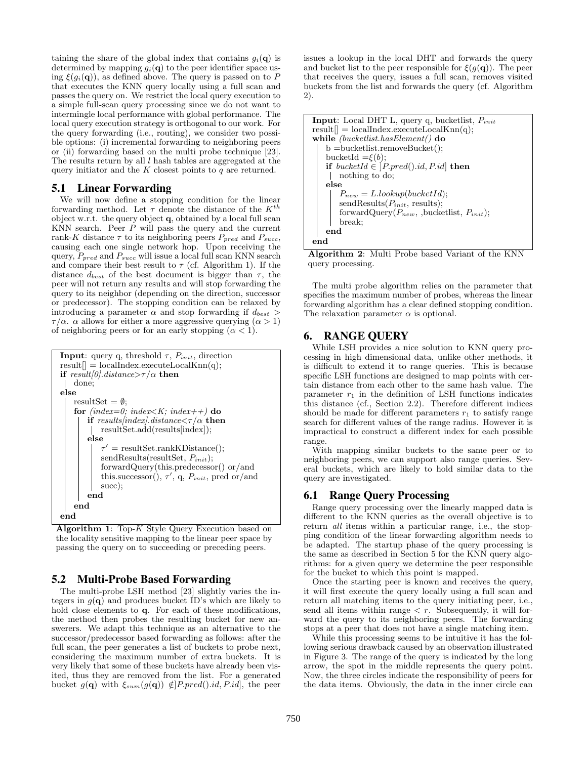taining the share of the global index that contains $g_i(\mathbf{q})$ is determined by mapping $g_i(\mathbf{q})$ to the peer identifier space using $\xi(g_i(\mathbf{q}))$, as defined above. The query is passed on to $P$ that executes the KNN query locally using a full scan and passes the query on. We restrict the local query execution to a simple full-scan query processing since we do not want to intermingle local performance with global performance. The local query execution strategy is orthogonal to our work. For the query forwarding (i.e., routing), we consider two possible options: (i) incremental forwarding to neighboring peers or (ii) forwarding based on the multi probe technique [23]. The results return by all $l$ hash tables are aggregated at the query initiator and the $K$ closest points to $q$ are returned.

## 5.1 Linear Forwarding

We will now define a stopping condition for the linear forwarding method. Let $\tau$ denote the distance of the $K^{th}$ object w.r.t. the query object $\mathbf{q}$, obtained by a local full scan KNN search. Peer $P$ will pass the query and the current rank-$K$ distance $\tau$ to its neighboring peers $P_{pred}$ and $P_{succ}$, causing each one single network hop. Upon receiving the query, $P_{pred}$ and $P_{succ}$ will issue a local full scan KNN search and compare their best result to $\tau$ (cf. Algorithm 1). If the distance $d_{best}$ of the best document is bigger than $\tau$, the peer will not return any results and will stop forwarding the query to its neighbor (depending on the direction, successor or predecessor). The stopping condition can be relaxed by introducing a parameter $\alpha$ and stop forwarding if $d_{best} > \tau/\alpha$. $\alpha$ allows for either a more aggressive querying ($\alpha > 1$) of neighboring peers or for an early stopping ($\alpha < 1$).

```
Input: query q, threshold τ, P_init, direction
result[] = localIndex.executeLocalKnn(q);
if result[0].distance>τ/α then
|  done;
else
    resultSet = ∅;
    for (index=0; index<K; index++) do
        if results[index].distance<τ/α then
        |  resultSet.add(results[index]);
        else
            τ' = resultSet.rankKDistance();
            sendResults(resultSet, P_init);
            forwardQuery(this.predecessor() or/and
            this.successor(), τ', q, P_init, pred or/and
            succ);
        end
    end
end
```

**Algorithm 1**: Top-$K$ Style Query Execution based on the locality sensitive mapping to the linear peer space by passing the query on to succeeding or preceding peers.

## 5.2 Multi-Probe Based Forwarding

The multi-probe LSH method [23] slightly varies the integers in $g(\mathbf{q})$ and produces bucket ID's which are likely to hold close elements to $\mathbf{q}$. For each of these modifications, the method then probes the resulting bucket for new answerers. We adapt this technique as an alternative to the successor/predecessor based forwarding as follows: after the full scan, the peer generates a list of buckets to probe next, considering the maximum number of extra buckets. It is very likely that some of these buckets have already been visited, thus they are removed from the list. For a generated bucket $g(\mathbf{q})$ with $\xi_{sum}(g(\mathbf{q})) \notin ]P.pred().id, P.id]$, the peer issues a lookup in the local DHT and forwards the query and bucket list to the peer responsible for $\xi(g(\mathbf{q}))$. The peer that receives the query, issues a full scan, removes visited buckets from the list and forwards the query (cf. Algorithm 2).

```
Input: Local DHT L, query q, bucketlist, P_init
result[] = localIndex.executeLocalKnn(q);
while (bucketlist.hasElement()) do
    b =bucketlist.removeBucket();
    bucketId =ξ(b);
    if bucketId ∈ ]P.pred().id, P.id] then
    |  nothing to do;
    else
        P_new = L.lookup(bucketId);
        sendResults(P_init, results);
        forwardQuery(P_new, ,bucketlist, P_init);
        break;
    end
end
```

**Algorithm 2**: Multi Probe based Variant of the KNN query processing.

The multi probe algorithm relies on the parameter that specifies the maximum number of probes, whereas the linear forwarding algorithm has a clear defined stopping condition. The relaxation parameter $\alpha$ is optional.

# 6. RANGE QUERY

While LSH provides a nice solution to KNN query processing in high dimensional data, unlike other methods, it is difficult to extend it to range queries. This is because specific LSH functions are designed to map points with certain distance from each other to the same hash value. The parameter $r_1$ in the definition of LSH functions indicates this distance (cf., Section 2.2). Therefore different indices should be made for different parameters $r_1$ to satisfy range search for different values of the range radius. However it is impractical to construct a different index for each possible range.

With mapping similar buckets to the same peer or to neighboring peers, we can support also range queries. Several buckets, which are likely to hold similar data to the query are investigated.

## 6.1 Range Query Processing

Range query processing over the linearly mapped data is different to the KNN queries as the overall objective is to return *all* items within a particular range, i.e., the stopping condition of the linear forwarding algorithm needs to be adapted. The startup phase of the query processing is the same as described in Section 5 for the KNN query algorithms: for a given query we determine the peer responsible for the bucket to which this point is mapped.

Once the starting peer is known and receives the query, it will first execute the query locally using a full scan and return all matching items to the query initiating peer, i.e., send all items within range $< r$. Subsequently, it will forward the query to its neighboring peers. The forwarding stops at a peer that does not have a single matching item.

While this processing seems to be intuitive it has the following serious drawback caused by an observation illustrated in Figure 3. The range of the query is indicated by the long arrow, the spot in the middle represents the query point. Now, the three circles indicate the responsibility of peers for the data items. Obviously, the data in the inner circle can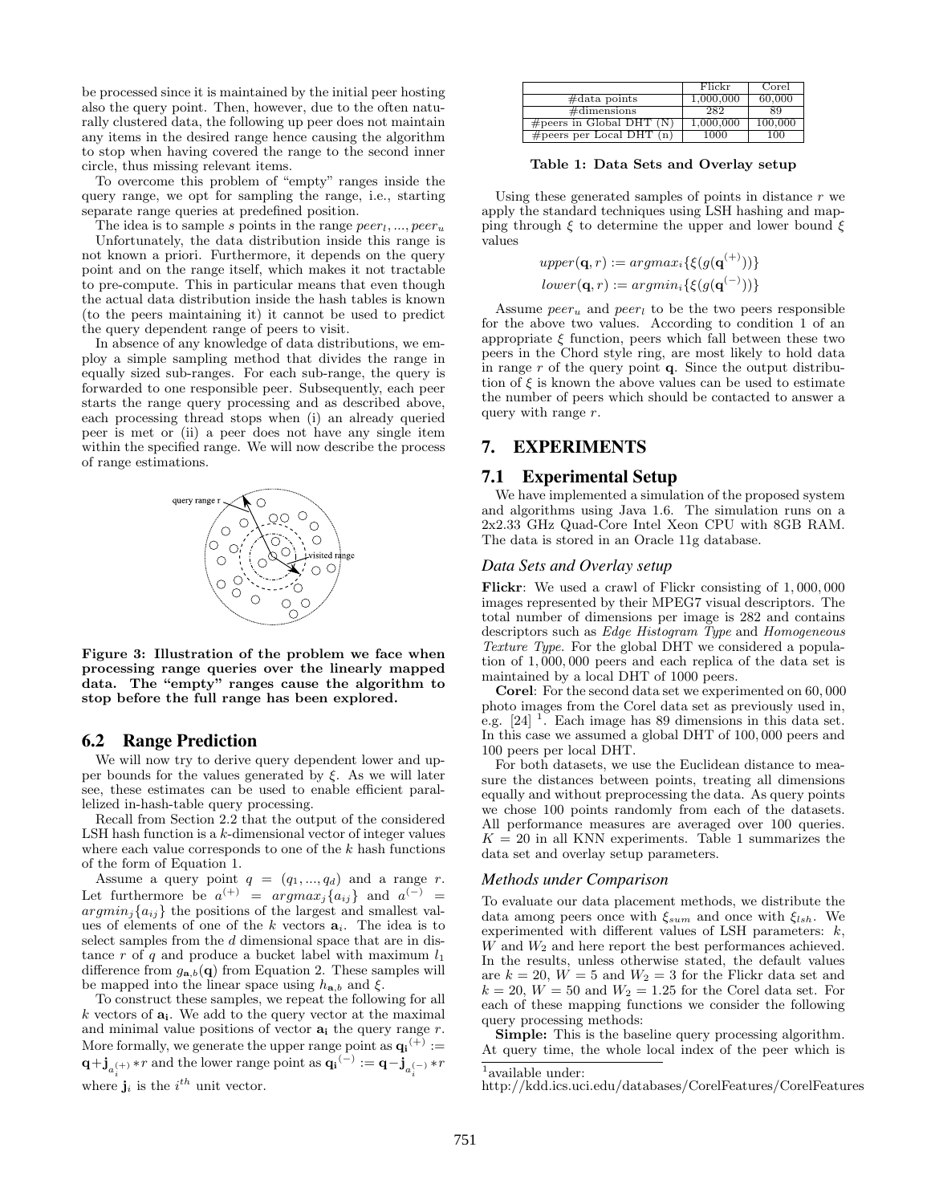be processed since it is maintained by the initial peer hosting also the query point. Then, however, due to the often naturally clustered data, the following up peer does not maintain any items in the desired range hence causing the algorithm to stop when having covered the range to the second inner circle, thus missing relevant items.

To overcome this problem of "empty" ranges inside the query range, we opt for sampling the range, i.e., starting separate range queries at predefined position.

The idea is to sample $s$ points in the range $peer_l, ..., peer_u$

Unfortunately, the data distribution inside this range is not known a priori. Furthermore, it depends on the query point and on the range itself, which makes it not tractable to pre-compute. This in particular means that even though the actual data distribution inside the hash tables is known (to the peers maintaining it) it cannot be used to predict the query dependent range of peers to visit.

In absence of any knowledge of data distributions, we employ a simple sampling method that divides the range in equally sized sub-ranges. For each sub-range, the query is forwarded to one responsible peer. Subsequently, each peer starts the range query processing and as described above, each processing thread stops when (i) an already queried peer is met or (ii) a peer does not have any single item within the specified range. We will now describe the process of range estimations.

**Figure 3: Illustration of the problem we face when processing range queries over the linearly mapped data. The "empty" ranges cause the algorithm to stop before the full range has been explored.**

## 6.2 Range Prediction

We will now try to derive query dependent lower and upper bounds for the values generated by $\xi$. As we will later see, these estimates can be used to enable efficient parallelized in-hash-table query processing.

Recall from Section 2.2 that the output of the considered LSH hash function is a $k$-dimensional vector of integer values where each value corresponds to one of the $k$ hash functions of the form of Equation 1.

Assume a query point $q = (q_1, ..., q_d)$ and a range $r$. Let furthermore be $a^{(+)} = argmax_j\{a_{ij}\}$ and $a^{(-)} = argmin_j\{a_{ij}\}$ the positions of the largest and smallest values of elements of one of the $k$ vectors $\mathbf{a}_i$. The idea is to select samples from the $d$ dimensional space that are in distance $r$ of $q$ and produce a bucket label with maximum $l_1$ difference from $g_{\mathbf{a},b}(\mathbf{q})$ from Equation 2. These samples will be mapped into the linear space using $h_{\mathbf{a},b}$ and $\xi$.

To construct these samples, we repeat the following for all $k$ vectors of $\mathbf{a_i}$. We add to the query vector at the maximal and minimal value positions of vector $\mathbf{a_i}$ the query range $r$. More formally, we generate the upper range point as $\mathbf{q_i}^{(+)} := \mathbf{q} + \mathbf{j}_{a_i^{(+)}} * r$ and the lower range point as $\mathbf{q_i}^{(-)} := \mathbf{q} - \mathbf{j}_{a_i^{(-)}} * r$ where $\mathbf{j}_i$ is the $i^{th}$ unit vector.

| | Flickr | Corel |
|---|---|---|
| #data points | 1,000,000 | 60,000 |
| #dimensions | 282 | 89 |
| #peers in Global DHT (N) | 1,000,000 | 100,000 |
| #peers per Local DHT (n) | 1000 | 100 |

**Table 1: Data Sets and Overlay setup**

Using these generated samples of points in distance $r$ we apply the standard techniques using LSH hashing and mapping through $\xi$ to determine the upper and lower bound $\xi$ values

$$upper(\mathbf{q}, r) := argmax_i\{\xi(g(\mathbf{q}^{(+)}))\}$$
$$lower(\mathbf{q}, r) := argmin_i\{\xi(g(\mathbf{q}^{(-)}))\}$$

Assume $peer_u$ and $peer_l$ to be the two peers responsible for the above two values. According to condition 1 of an appropriate $\xi$ function, peers which fall between these two peers in the Chord style ring, are most likely to hold data in range $r$ of the query point $\mathbf{q}$. Since the output distribution of $\xi$ is known the above values can be used to estimate the number of peers which should be contacted to answer a query with range $r$.

# 7. EXPERIMENTS

## 7.1 Experimental Setup

We have implemented a simulation of the proposed system and algorithms using Java 1.6. The simulation runs on a 2x2.33 GHz Quad-Core Intel Xeon CPU with 8GB RAM. The data is stored in an Oracle 11g database.

### *Data Sets and Overlay setup*

**Flickr**: We used a crawl of Flickr consisting of 1,000,000 images represented by their MPEG7 visual descriptors. The total number of dimensions per image is 282 and contains descriptors such as *Edge Histogram Type* and *Homogeneous Texture Type*. For the global DHT we considered a population of 1,000,000 peers and each replica of the data set is maintained by a local DHT of 1000 peers.

**Corel**: For the second data set we experimented on 60,000 photo images from the Corel data set as previously used in, e.g. [24] [1]. Each image has 89 dimensions in this data set. In this case we assumed a global DHT of 100,000 peers and 100 peers per local DHT.

For both datasets, we use the Euclidean distance to measure the distances between points, treating all dimensions equally and without preprocessing the data. As query points we chose 100 points randomly from each of the datasets. All performance measures are averaged over 100 queries. $K = 20$ in all KNN experiments. Table 1 summarizes the data set and overlay setup parameters.

### *Methods under Comparison*

To evaluate our data placement methods, we distribute the data among peers once with $\xi_{sum}$ and once with $\xi_{lsh}$. We experimented with different values of LSH parameters: $k$, $W$ and $W_2$ and here report the best performances achieved. In the results, unless otherwise stated, the default values are $k = 20$, $W = 5$ and $W_2 = 3$ for the Flickr data set and $k = 20$, $W = 50$ and $W_2 = 1.25$ for the Corel data set. For each of these mapping functions we consider the following query processing methods:

**Simple:** This is the baseline query processing algorithm. At query time, the whole local index of the peer which is

[1] available under:
http://kdd.ics.uci.edu/databases/CorelFeatures/CorelFeatures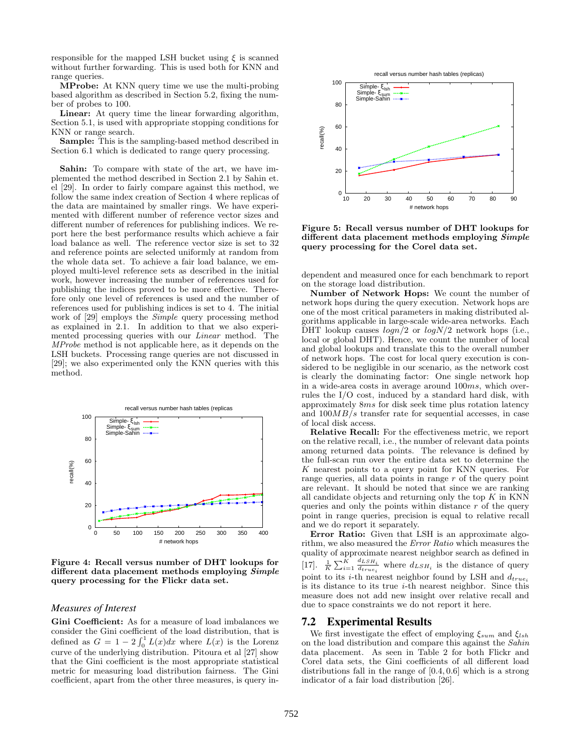responsible for the mapped LSH bucket using $\xi$ is scanned without further forwarding. This is used both for KNN and range queries.

**MProbe:** At KNN query time we use the multi-probing based algorithm as described in Section 5.2, fixing the number of probes to 100.

**Linear:** At query time the linear forwarding algorithm, Section 5.1, is used with appropriate stopping conditions for KNN or range search.

**Sample:** This is the sampling-based method described in Section 6.1 which is dedicated to range query processing.

**Sahin:** To compare with state of the art, we have implemented the method described in Section 2.1 by Sahin et. el [29]. In order to fairly compare against this method, we follow the same index creation of Section 4 where replicas of the data are maintained by smaller rings. We have experimented with different number of reference vector sizes and different number of references for publishing indices. We report here the best performance results which achieve a fair load balance as well. The reference vector size is set to 32 and reference points are selected uniformly at random from the whole data set. To achieve a fair load balance, we employed multi-level reference sets as described in the initial work, however increasing the number of references used for publishing the indices proved to be more effective. Therefore only one level of references is used and the number of references used for publishing indices is set to 4. The initial work of [29] employs the *Simple* query processing method as explained in 2.1. In addition to that we also experimented processing queries with our *Linear* method. The *MProbe* method is not applicable here, as it depends on the LSH buckets. Processing range queries are not discussed in [29]; we also experimented only the KNN queries with this method.

**Figure 4: Recall versus number of DHT lookups for different data placement methods employing *Simple* query processing for the Flickr data set.**

### Measures of Interest

**Gini Coefficient:** As for a measure of load imbalances we consider the Gini coefficient of the load distribution, that is defined as $G = 1 - 2\int_0^1 L(x)dx$ where $L(x)$ is the Lorenz curve of the underlying distribution. Pitoura et al [27] show that the Gini coefficient is the most appropriate statistical metric for measuring load distribution fairness. The Gini coefficient, apart from the other three measures, is query independent and measured once for each benchmark to report on the storage load distribution.

**Figure 5: Recall versus number of DHT lookups for different data placement methods employing *Simple* query processing for the Corel data set.**

**Number of Network Hops:** We count the number of network hops during the query execution. Network hops are one of the most critical parameters in making distributed algorithms applicable in large-scale wide-area networks. Each DHT lookup causes $logn/2$ or $logN/2$ network hops (i.e., local or global DHT). Hence, we count the number of local and global lookups and translate this to the overall number of network hops. The cost for local query execution is considered to be negligible in our scenario, as the network cost is clearly the dominating factor: One single network hop in a wide-area costs in average around $100ms$, which overrules the I/O cost, induced by a standard hard disk, with approximately $8ms$ for disk seek time plus rotation latency and $100MB/s$ transfer rate for sequential accesses, in case of local disk access.

**Relative Recall:** For the effectiveness metric, we report on the relative recall, i.e., the number of relevant data points among returned data points. The relevance is defined by the full-scan run over the entire data set to determine the $K$ nearest points to a query point for KNN queries. For range queries, all data points in range $r$ of the query point are relevant. It should be noted that since we are ranking all candidate objects and returning only the top $K$ in KNN queries and only the points within distance $r$ of the query point in range queries, precision is equal to relative recall and we do report it separately.

**Error Ratio:** Given that LSH is an approximate algorithm, we also measured the *Error Ratio* which measures the quality of approximate nearest neighbor search as defined in [17]. $\frac{1}{K}\sum_{i=1}^{K}\frac{d_{LSH_i}}{d_{true_i}}$ where $d_{LSH_i}$ is the distance of query point to its $i$-th nearest neighbor found by LSH and $d_{true_i}$ is its distance to its true $i$-th nearest neighbor. Since this measure does not add new insight over relative recall and due to space constraints we do not report it here.

## 7.2 Experimental Results

We first investigate the effect of employing $\xi_{sum}$ and $\xi_{lsh}$ on the load distribution and compare this against the *Sahin* data placement. As seen in Table 2 for both Flickr and Corel data sets, the Gini coefficients of all different load distributions fall in the range of $[0.4, 0.6]$ which is a strong indicator of a fair load distribution [26].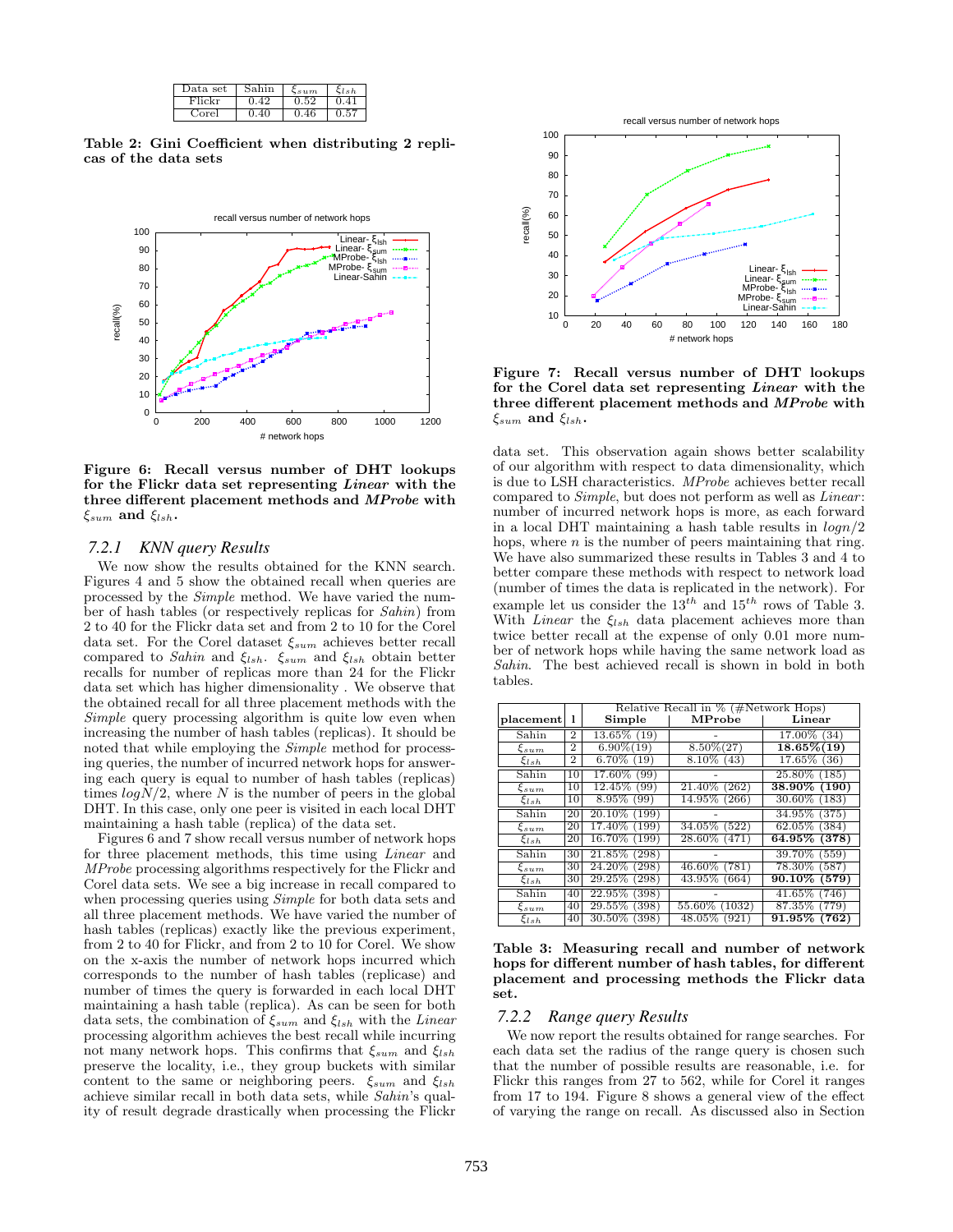| Data set | Sahin | $\xi_{sum}$ | $\xi_{lsh}$ |
|---|---|---|---|
| Flickr | 0.42 | 0.52 | 0.41 |
| Corel | 0.40 | 0.46 | 0.57 |

**Table 2: Gini Coefficient when distributing 2 replicas of the data sets**

**Figure 6: Recall versus number of DHT lookups for the Flickr data set representing *Linear* with the three different placement methods and *MProbe* with $\xi_{sum}$ and $\xi_{lsh}$.**

### 7.2.1 KNN query Results

We now show the results obtained for the KNN search. Figures 4 and 5 show the obtained recall when queries are processed by the *Simple* method. We have varied the number of hash tables (or respectively replicas for *Sahin*) from 2 to 40 for the Flickr data set and from 2 to 10 for the Corel data set. For the Corel dataset $\xi_{sum}$ achieves better recall compared to *Sahin* and $\xi_{lsh}$. $\xi_{sum}$ and $\xi_{lsh}$ obtain better recalls for number of replicas more than 24 for the Flickr data set which has higher dimensionality . We observe that the obtained recall for all three placement methods with the *Simple* query processing algorithm is quite low even when increasing the number of hash tables (replicas). It should be noted that while employing the *Simple* method for processing queries, the number of incurred network hops for answering each query is equal to number of hash tables (replicas) times $logN/2$, where $N$ is the number of peers in the global DHT. In this case, only one peer is visited in each local DHT maintaining a hash table (replica) of the data set.

Figures 6 and 7 show recall versus number of network hops for three placement methods, this time using *Linear* and *MProbe* processing algorithms respectively for the Flickr and Corel data sets. We see a big increase in recall compared to when processing queries using *Simple* for both data sets and all three placement methods. We have varied the number of hash tables (replicas) exactly like the previous experiment, from 2 to 40 for Flickr, and from 2 to 10 for Corel. We show on the x-axis the number of network hops incurred which corresponds to the number of hash tables (replicase) and number of times the query is forwarded in each local DHT maintaining a hash table (replica). As can be seen for both data sets, the combination of $\xi_{sum}$ and $\xi_{lsh}$ with the *Linear* processing algorithm achieves the best recall while incurring not many network hops. This confirms that $\xi_{sum}$ and $\xi_{lsh}$ preserve the locality, i.e., they group buckets with similar content to the same or neighboring peers. $\xi_{sum}$ and $\xi_{lsh}$ achieve similar recall in both data sets, while *Sahin*'s quality of result degrade drastically when processing the Flickr

**Figure 7: Recall versus number of DHT lookups for the Corel data set representing *Linear* with the three different placement methods and *MProbe* with $\xi_{sum}$ and $\xi_{lsh}$.**

data set. This observation again shows better scalability of our algorithm with respect to data dimensionality, which is due to LSH characteristics. *MProbe* achieves better recall compared to *Simple*, but does not perform as well as *Linear*: number of incurred network hops is more, as each forward in a local DHT maintaining a hash table results in $logn/2$ hops, where $n$ is the number of peers maintaining that ring. We have also summarized these results in Tables 3 and 4 to better compare these methods with respect to network load (number of times the data is replicated in the network). For example let us consider the $13^{th}$ and $15^{th}$ rows of Table 3. With *Linear* the $\xi_{lsh}$ data placement achieves more than twice better recall at the expense of only 0.01 more number of network hops while having the same network load as *Sahin*. The best achieved recall is shown in bold in both tables.

| placement | l | Relative Recall in % (#Network Hops) | | |
|---|---|---|---|---|
| | | **Simple** | **MProbe** | **Linear** |
| Sahin | 2 | 13.65% (19) | - | 17.00% (34) |
| $\xi_{sum}$ | 2 | 6.90%(19) | 8.50%(27) | **18.65%(19)** |
| $\xi_{lsh}$ | 2 | 6.70% (19) | 8.10% (43) | 17.65% (36) |
| Sahin | 10 | 17.60% (99) | - | 25.80% (185) |
| $\xi_{sum}$ | 10 | 12.45% (99) | 21.40% (262) | **38.90% (190)** |
| $\xi_{lsh}$ | 10 | 8.95% (99) | 14.95% (266) | 30.60% (183) |
| Sahin | 20 | 20.10% (199) | - | 34.95% (375) |
| $\xi_{sum}$ | 20 | 17.40% (199) | 34.05% (522) | 62.05% (384) |
| $\xi_{lsh}$ | 20 | 16.70% (199) | 28.60% (471) | **64.95% (378)** |
| Sahin | 30 | 21.85% (298) | - | 39.70% (559) |
| $\xi_{sum}$ | 30 | 24.20% (298) | 46.60% (781) | 78.30% (587) |
| $\xi_{lsh}$ | 30 | 29.25% (298) | 43.95% (664) | **90.10% (579)** |
| Sahin | 40 | 22.95% (398) | - | 41.65% (746) |
| $\xi_{sum}$ | 40 | 29.55% (398) | 55.60% (1032) | 87.35% (779) |
| $\xi_{lsh}$ | 40 | 30.50% (398) | 48.05% (921) | **91.95% (762)** |

**Table 3: Measuring recall and number of network hops for different number of hash tables, for different placement and processing methods the Flickr data set.**

### 7.2.2 Range query Results

We now report the results obtained for range searches. For each data set the radius of the range query is chosen such that the number of possible results are reasonable, i.e. for Flickr this ranges from 27 to 562, while for Corel it ranges from 17 to 194. Figure 8 shows a general view of the effect of varying the range on recall. As discussed also in Section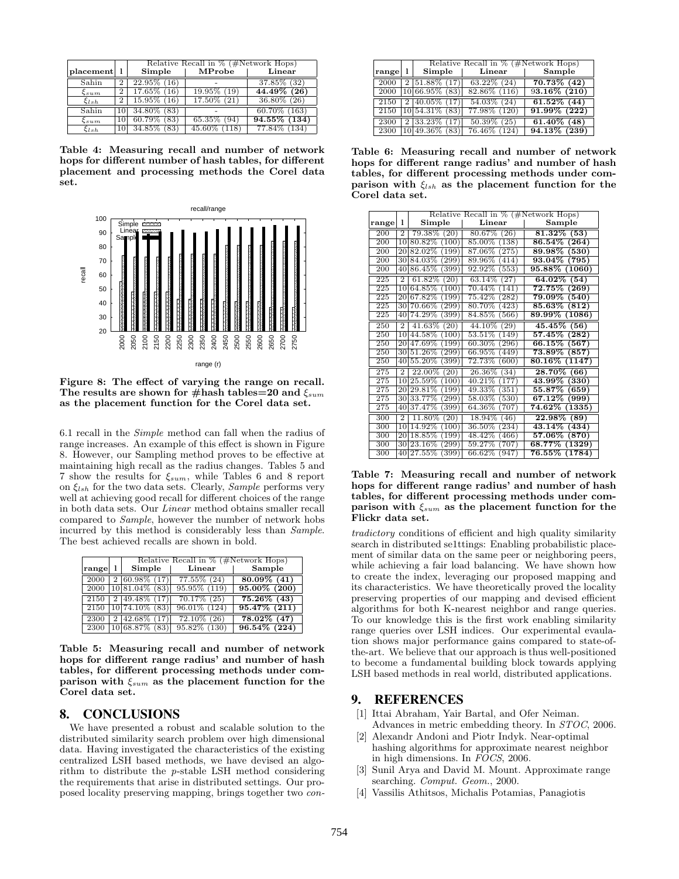| placement | l | Relative Recall in % (#Network Hops) | | |
|---|---|---|---|---|
| | | **Simple** | **MProbe** | **Linear** |
| Sahin | 2 | 22.95% (16) | - | 37.85% (32) |
| $\xi_{sum}$ | 2 | 17.65% (16) | 19.95% (19) | **44.49% (26)** |
| $\xi_{lsh}$ | 2 | 15.95% (16) | 17.50% (21) | 36.80% (26) |
| Sahin | 10 | 34.80% (83) | - | 60.70% (163) |
| $\xi_{sum}$ | 10 | 60.79% (83) | 65.35% (94) | **94.55% (134)** |
| $\xi_{lsh}$ | 10 | 34.85% (83) | 45.60% (118) | 77.84% (134) |

**Table 4: Measuring recall and number of network hops for different number of hash tables, for different placement and processing methods the Corel data set.**

**Figure 8: The effect of varying the range on recall. The results are shown for #hash tables=20 and $\xi_{sum}$ as the placement function for the Corel data set.**

6.1 recall in the *Simple* method can fall when the radius of range increases. An example of this effect is shown in Figure 8. However, our Sampling method proves to be effective at maintaining high recall as the radius changes. Tables 5 and 7 show the results for $\xi_{sum}$, while Tables 6 and 8 report on $\xi_{lsh}$ for the two data sets. Clearly, *Sample* performs very well at achieving good recall for different choices of the range in both data sets. Our *Linear* method obtains smaller recall compared to *Sample*, however the number of network hobs incurred by this method is considerably less than *Sample*. The best achieved recalls are shown in bold.

| range | l | Relative Recall in % (#Network Hops) | | |
|---|---|---|---|---|
| | | **Simple** | **Linear** | **Sample** |
| 2000 | 2 | 60.98% (17) | 77.55% (24) | **80.09% (41)** |
| 2000 | 10 | 81.04% (83) | 95.95% (119) | **95.00% (200)** |
| 2150 | 2 | 49.48% (17) | 70.17% (25) | **75.26% (43)** |
| 2150 | 10 | 74.10% (83) | 96.01% (124) | **95.47% (211)** |
| 2300 | 2 | 42.68% (17) | 72.10% (26) | **78.02% (47)** |
| 2300 | 10 | 68.87% (83) | 95.82% (130) | **96.54% (224)** |

**Table 5: Measuring recall and number of network hops for different range radius' and number of hash tables, for different processing methods under comparison with $\xi_{sum}$ as the placement function for the Corel data set.**

## 8. CONCLUSIONS

We have presented a robust and scalable solution to the distributed similarity search problem over high dimensional data. Having investigated the characteristics of the existing centralized LSH based methods, we have devised an algorithm to distribute the $p$-stable LSH method considering the requirements that arise in distributed settings. Our proposed locality preserving mapping, brings together two *contradictory* conditions of efficient and high quality similarity search in distributed se1ttings: Enabling probabilistic placement of similar data on the same peer or neighboring peers, while achieving a fair load balancing. We have shown how to create the index, leveraging our proposed mapping and its characteristics. We have theoretically proved the locality preserving properties of our mapping and devised efficient algorithms for both K-nearest neighbor and range queries. To our knowledge this is the first work enabling similarity range queries over LSH indices. Our experimental evaulation shows major performance gains compared to state-of-the-art. We believe that our approach is thus well-positioned to become a fundamental building block towards applying LSH based methods in real world, distributed applications.

| range | l | Relative Recall in % (#Network Hops) | | |
|---|---|---|---|---|
| | | **Simple** | **Linear** | **Sample** |
| 2000 | 2 | 51.88% (17) | 63.22% (24) | **70.73% (42)** |
| 2000 | 10 | 66.95% (83) | 82.86% (116) | **93.16% (210)** |
| 2150 | 2 | 40.05% (17) | 54.03% (24) | **61.52% (44)** |
| 2150 | 10 | 54.31% (83) | 77.98% (120) | **91.99% (222)** |
| 2300 | 2 | 33.23% (17) | 50.39% (25) | **61.40% (48)** |
| 2300 | 10 | 49.36% (83) | 76.46% (124) | **94.13% (239)** |

**Table 6: Measuring recall and number of network hops for different range radius' and number of hash tables, for different processing methods under comparison with $\xi_{lsh}$ as the placement function for the Corel data set.**

| range | l | Relative Recall in % (#Network Hops) | | |
|---|---|---|---|---|
| | | **Simple** | **Linear** | **Sample** |
| 200 | 2 | 79.38% (20) | 80.67% (26) | **81.32% (53)** |
| 200 | 10 | 80.82% (100) | 85.00% (138) | **86.54% (264)** |
| 200 | 20 | 82.02% (199) | 87.06% (275) | **89.98% (530)** |
| 200 | 30 | 84.03% (299) | 89.96% (414) | **93.04% (795)** |
| 200 | 40 | 86.45% (399) | 92.92% (553) | **95.88% (1060)** |
| 225 | 2 | 61.82% (20) | 63.14% (27) | **64.02% (54)** |
| 225 | 10 | 64.85% (100) | 70.44% (141) | **72.75% (269)** |
| 225 | 20 | 67.82% (199) | 75.42% (282) | **79.09% (540)** |
| 225 | 30 | 70.66% (299) | 80.70% (423) | **85.63% (812)** |
| 225 | 40 | 74.29% (399) | 84.85% (566) | **89.99% (1086)** |
| 250 | 2 | 41.63% (20) | 44.10% (29) | **45.45% (56)** |
| 250 | 10 | 44.58% (100) | 53.51% (149) | **57.45% (282)** |
| 250 | 20 | 47.69% (199) | 60.30% (296) | **66.15% (567)** |
| 250 | 30 | 51.26% (299) | 66.95% (449) | **73.89% (857)** |
| 250 | 40 | 55.20% (399) | 72.73% (600) | **80.16% (1147)** |
| 275 | 2 | 22.00% (20) | 26.36% (34) | **28.70% (66)** |
| 275 | 10 | 25.59% (100) | 40.21% (177) | **43.99% (330)** |
| 275 | 20 | 29.81% (199) | 49.33% (351) | **55.87% (659)** |
| 275 | 30 | 33.77% (299) | 58.03% (530) | **67.12% (999)** |
| 275 | 40 | 37.47% (399) | 64.36% (707) | **74.62% (1335)** |
| 300 | 2 | 11.80% (20) | 18.94% (46) | **22.98% (89)** |
| 300 | 10 | 14.92% (100) | 36.50% (234) | **43.14% (434)** |
| 300 | 20 | 18.85% (199) | 48.42% (466) | **57.06% (870)** |
| 300 | 30 | 23.16% (299) | 59.27% (707) | **68.77% (1329)** |
| 300 | 40 | 27.55% (399) | 66.62% (947) | **76.55% (1784)** |

**Table 7: Measuring recall and number of network hops for different range radius' and number of hash tables, for different processing methods under comparison with $\xi_{sum}$ as the placement function for the Flickr data set.**

## 9. REFERENCES

[1] Ittai Abraham, Yair Bartal, and Ofer Neiman. Advances in metric embedding theory. In *STOC*, 2006.

[2] Alexandr Andoni and Piotr Indyk. Near-optimal hashing algorithms for approximate nearest neighbor in high dimensions. In *FOCS*, 2006.

[3] Sunil Arya and David M. Mount. Approximate range searching. *Comput. Geom.*, 2000.

[4] Vassilis Athitsos, Michalis Potamias, Panagiotis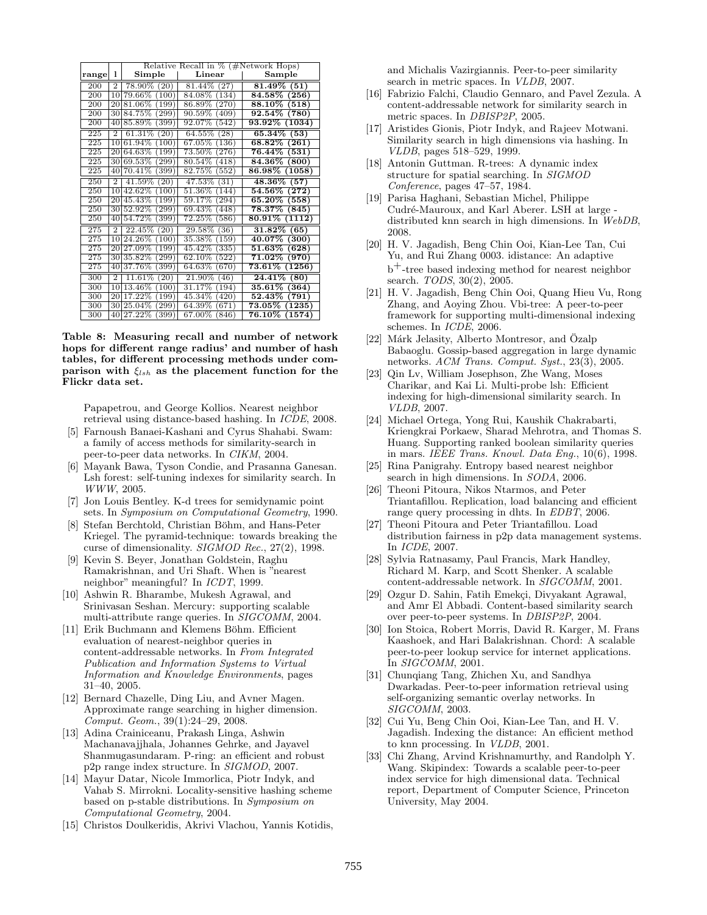| range | l | Relative Recall in % (#Network Hops) Simple | Linear | Sample |
|---|---|---|---|---|
| 200 | 2 | 78.90% (20) | 81.44% (27) | **81.49% (51)** |
| 200 | 10 | 79.66% (100) | 84.08% (134) | **84.58% (256)** |
| 200 | 20 | 81.06% (199) | 86.89% (270) | **88.10% (518)** |
| 200 | 30 | 84.75% (299) | 90.59% (409) | **92.54% (780)** |
| 200 | 40 | 85.89% (399) | 92.07% (542) | **93.92% (1034)** |
| 225 | 2 | 61.31% (20) | 64.55% (28) | **65.34% (53)** |
| 225 | 10 | 61.94% (100) | 67.05% (136) | **68.82% (261)** |
| 225 | 20 | 64.63% (199) | 73.50% (276) | **76.44% (531)** |
| 225 | 30 | 69.53% (299) | 80.54% (418) | **84.36% (800)** |
| 225 | 40 | 70.41% (399) | 82.75% (552) | **86.98% (1058)** |
| 250 | 2 | 41.59% (20) | 47.53% (31) | **48.36% (57)** |
| 250 | 10 | 42.62% (100) | 51.36% (144) | **54.56% (272)** |
| 250 | 20 | 45.43% (199) | 59.17% (294) | **65.20% (558)** |
| 250 | 30 | 52.92% (299) | 69.43% (448) | **78.37% (845)** |
| 250 | 40 | 54.72% (399) | 72.25% (586) | **80.91% (1112)** |
| 275 | 2 | 22.45% (20) | 29.58% (36) | **31.82% (65)** |
| 275 | 10 | 24.26% (100) | 35.38% (159) | **40.07% (300)** |
| 275 | 20 | 27.09% (199) | 45.42% (335) | **51.63% (628)** |
| 275 | 30 | 35.82% (299) | 62.10% (522) | **71.02% (970)** |
| 275 | 40 | 37.76% (399) | 64.63% (670) | **73.61% (1256)** |
| 300 | 2 | 11.61% (20) | 21.90% (46) | **24.41% (80)** |
| 300 | 10 | 13.46% (100) | 31.17% (194) | **35.61% (364)** |
| 300 | 20 | 17.22% (199) | 45.34% (420) | **52.43% (791)** |
| 300 | 30 | 25.04% (299) | 64.39% (671) | **73.05% (1235)** |
| 300 | 40 | 27.22% (399) | 67.00% (846) | **76.10% (1574)** |

**Table 8: Measuring recall and number of network hops for different range radius' and number of hash tables, for different processing methods under comparison with $\xi_{lsh}$ as the placement function for the Flickr data set.**

Papapetrou, and George Kollios. Nearest neighbor retrieval using distance-based hashing. In *ICDE*, 2008.

[5] Farnoush Banaei-Kashani and Cyrus Shahabi. Swam: a family of access methods for similarity-search in peer-to-peer data networks. In *CIKM*, 2004.

[6] Mayank Bawa, Tyson Condie, and Prasanna Ganesan. Lsh forest: self-tuning indexes for similarity search. In *WWW*, 2005.

[7] Jon Louis Bentley. K-d trees for semidynamic point sets. In *Symposium on Computational Geometry*, 1990.

[8] Stefan Berchtold, Christian Böhm, and Hans-Peter Kriegel. The pyramid-technique: towards breaking the curse of dimensionality. *SIGMOD Rec.*, 27(2), 1998.

[9] Kevin S. Beyer, Jonathan Goldstein, Raghu Ramakrishnan, and Uri Shaft. When is "nearest neighbor" meaningful? In *ICDT*, 1999.

[10] Ashwin R. Bharambe, Mukesh Agrawal, and Srinivasan Seshan. Mercury: supporting scalable multi-attribute range queries. In *SIGCOMM*, 2004.

[11] Erik Buchmann and Klemens Böhm. Efficient evaluation of nearest-neighbor queries in content-addressable networks. In *From Integrated Publication and Information Systems to Virtual Information and Knowledge Environments*, pages 31–40, 2005.

[12] Bernard Chazelle, Ding Liu, and Avner Magen. Approximate range searching in higher dimension. *Comput. Geom.*, 39(1):24–29, 2008.

[13] Adina Crainiceanu, Prakash Linga, Ashwin Machanavajjhala, Johannes Gehrke, and Jayavel Shanmugasundaram. P-ring: an efficient and robust p2p range index structure. In *SIGMOD*, 2007.

[14] Mayur Datar, Nicole Immorlica, Piotr Indyk, and Vahab S. Mirrokni. Locality-sensitive hashing scheme based on p-stable distributions. In *Symposium on Computational Geometry*, 2004.

[15] Christos Doulkeridis, Akrivi Vlachou, Yannis Kotidis, and Michalis Vazirgiannis. Peer-to-peer similarity search in metric spaces. In *VLDB*, 2007.

[16] Fabrizio Falchi, Claudio Gennaro, and Pavel Zezula. A content-addressable network for similarity search in metric spaces. In *DBISP2P*, 2005.

[17] Aristides Gionis, Piotr Indyk, and Rajeev Motwani. Similarity search in high dimensions via hashing. In *VLDB*, pages 518–529, 1999.

[18] Antonin Guttman. R-trees: A dynamic index structure for spatial searching. In *SIGMOD Conference*, pages 47–57, 1984.

[19] Parisa Haghani, Sebastian Michel, Philippe Cudré-Mauroux, and Karl Aberer. LSH at large - distributed knn search in high dimensions. In *WebDB*, 2008.

[20] H. V. Jagadish, Beng Chin Ooi, Kian-Lee Tan, Cui Yu, and Rui Zhang 0003. idistance: An adaptive $b^+$-tree based indexing method for nearest neighbor search. *TODS*, 30(2), 2005.

[21] H. V. Jagadish, Beng Chin Ooi, Quang Hieu Vu, Rong Zhang, and Aoying Zhou. Vbi-tree: A peer-to-peer framework for supporting multi-dimensional indexing schemes. In *ICDE*, 2006.

[22] Márk Jelasity, Alberto Montresor, and Özalp Babaoglu. Gossip-based aggregation in large dynamic networks. *ACM Trans. Comput. Syst.*, 23(3), 2005.

[23] Qin Lv, William Josephson, Zhe Wang, Moses Charikar, and Kai Li. Multi-probe lsh: Efficient indexing for high-dimensional similarity search. In *VLDB*, 2007.

[24] Michael Ortega, Yong Rui, Kaushik Chakrabarti, Kriengkrai Porkaew, Sharad Mehrotra, and Thomas S. Huang. Supporting ranked boolean similarity queries in mars. *IEEE Trans. Knowl. Data Eng.*, 10(6), 1998.

[25] Rina Panigrahy. Entropy based nearest neighbor search in high dimensions. In *SODA*, 2006.

[26] Theoni Pitoura, Nikos Ntarmos, and Peter Triantafillou. Replication, load balancing and efficient range query processing in dhts. In *EDBT*, 2006.

[27] Theoni Pitoura and Peter Triantafillou. Load distribution fairness in p2p data management systems. In *ICDE*, 2007.

[28] Sylvia Ratnasamy, Paul Francis, Mark Handley, Richard M. Karp, and Scott Shenker. A scalable content-addressable network. In *SIGCOMM*, 2001.

[29] Ozgur D. Sahin, Fatih Emekçi, Divyakant Agrawal, and Amr El Abbadi. Content-based similarity search over peer-to-peer systems. In *DBISP2P*, 2004.

[30] Ion Stoica, Robert Morris, David R. Karger, M. Frans Kaashoek, and Hari Balakrishnan. Chord: A scalable peer-to-peer lookup service for internet applications. In *SIGCOMM*, 2001.

[31] Chunqiang Tang, Zhichen Xu, and Sandhya Dwarkadas. Peer-to-peer information retrieval using self-organizing semantic overlay networks. In *SIGCOMM*, 2003.

[32] Cui Yu, Beng Chin Ooi, Kian-Lee Tan, and H. V. Jagadish. Indexing the distance: An efficient method to knn processing. In *VLDB*, 2001.

[33] Chi Zhang, Arvind Krishnamurthy, and Randolph Y. Wang. Skipindex: Towards a scalable peer-to-peer index service for high dimensional data. Technical report, Department of Computer Science, Princeton University, May 2004.